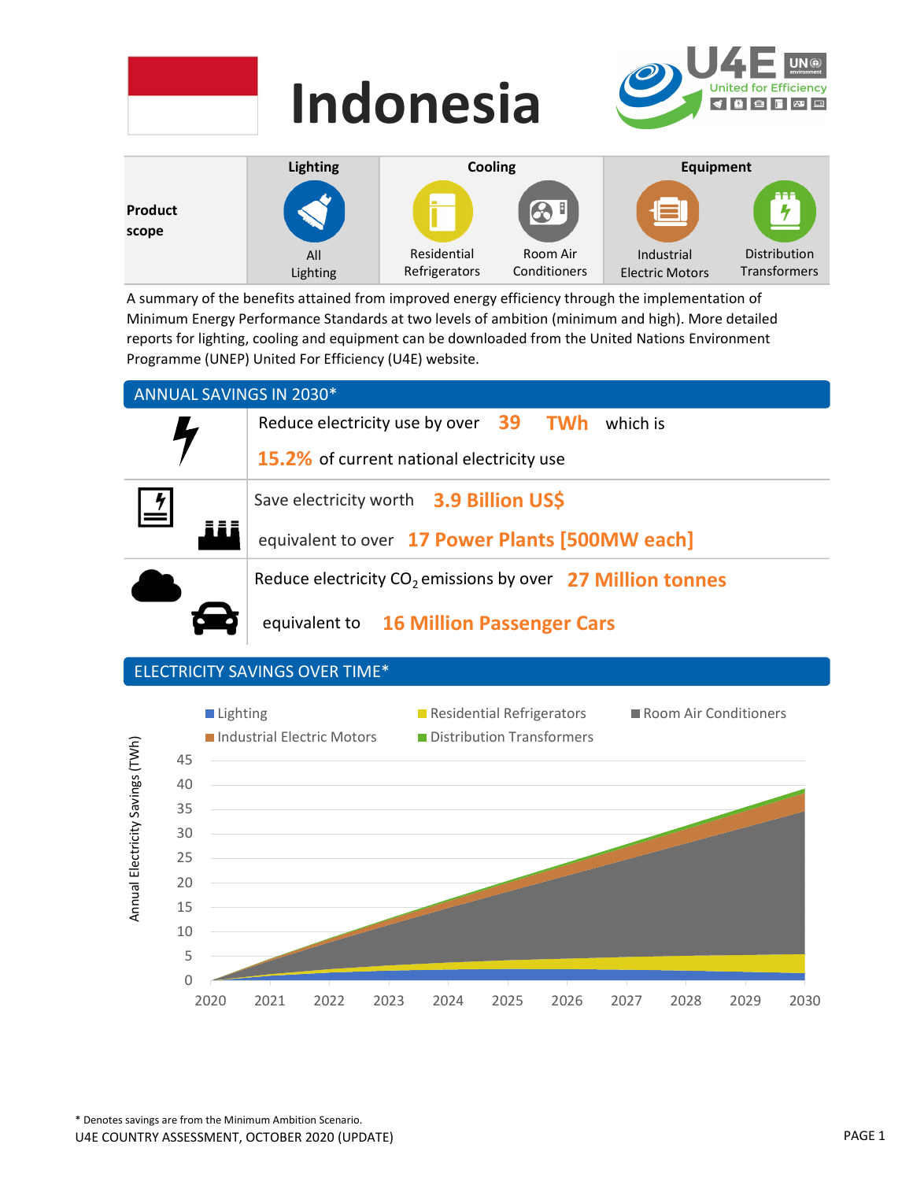# Indonesia

| Product scope | Lighting | Cooling | | Equipment | |
|---|---|---|---|---|---|
| | All Lighting | Residential Refrigerators | Room Air Conditioners | Industrial Electric Motors | Distribution Transformers |

A summary of the benefits attained from improved energy efficiency through the implementation of Minimum Energy Performance Standards at two levels of ambition (minimum and high). More detailed reports for lighting, cooling and equipment can be downloaded from the United Nations Environment Programme (UNEP) United For Efficiency (U4E) website.

## ANNUAL SAVINGS IN 2030*

Reduce electricity use by over **39 TWh** which is **15.2%** of current national electricity use

Save electricity worth **3.9 Billion US$** equivalent to over **17 Power Plants [500MW each]**

Reduce electricity $CO_2$ emissions by over **27 Million tonnes** equivalent to **16 Million Passenger Cars**

## ELECTRICITY SAVINGS OVER TIME*

Lighting | Residential Refrigerators | Room Air Conditioners | Industrial Electric Motors | Distribution Transformers

Annual Electricity Savings (TWh): 0–45; years 2020–2030

\* Denotes savings are from the Minimum Ambition Scenario.

U4E COUNTRY ASSESSMENT, OCTOBER 2020 (UPDATE)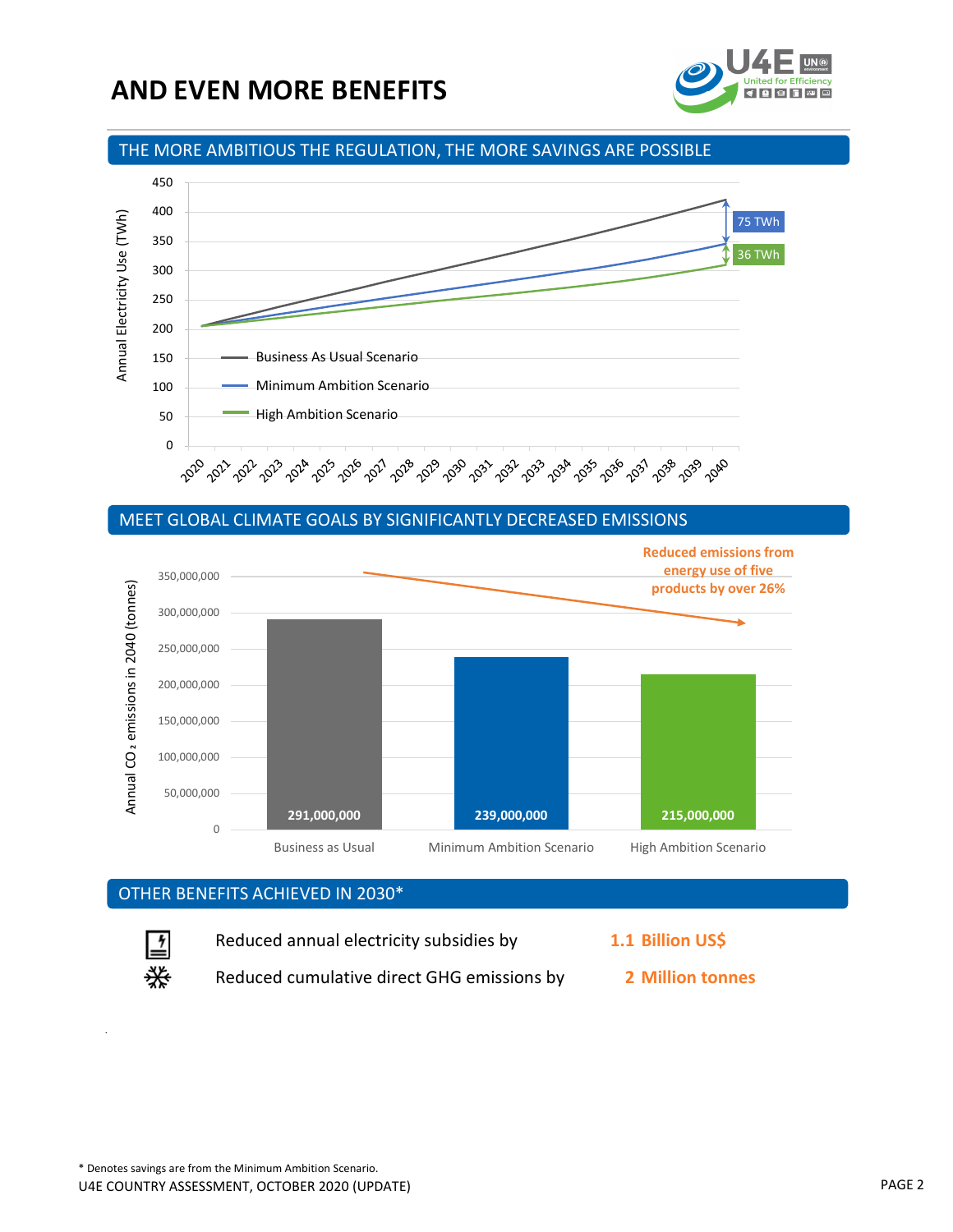# AND EVEN MORE BENEFITS

## THE MORE AMBITIOUS THE REGULATION, THE MORE SAVINGS ARE POSSIBLE

Annual Electricity Use (TWh)

- Business As Usual Scenario
- Minimum Ambition Scenario
- High Ambition Scenario

75 TWh

36 TWh

## MEET GLOBAL CLIMATE GOALS BY SIGNIFICANTLY DECREASED EMISSIONS

Annual $CO_2$ emissions in 2040 (tonnes)

| Business as Usual | Minimum Ambition Scenario | High Ambition Scenario |
|---|---|---|
| 291,000,000 | 239,000,000 | 215,000,000 |

**Reduced emissions from energy use of five products by over 26%**

## OTHER BENEFITS ACHIEVED IN 2030*

| | |
|---|---|
| Reduced annual electricity subsidies by | **1.1 Billion US$** |
| Reduced cumulative direct GHG emissions by | **2 Million tonnes** |

\* Denotes savings are from the Minimum Ambition Scenario.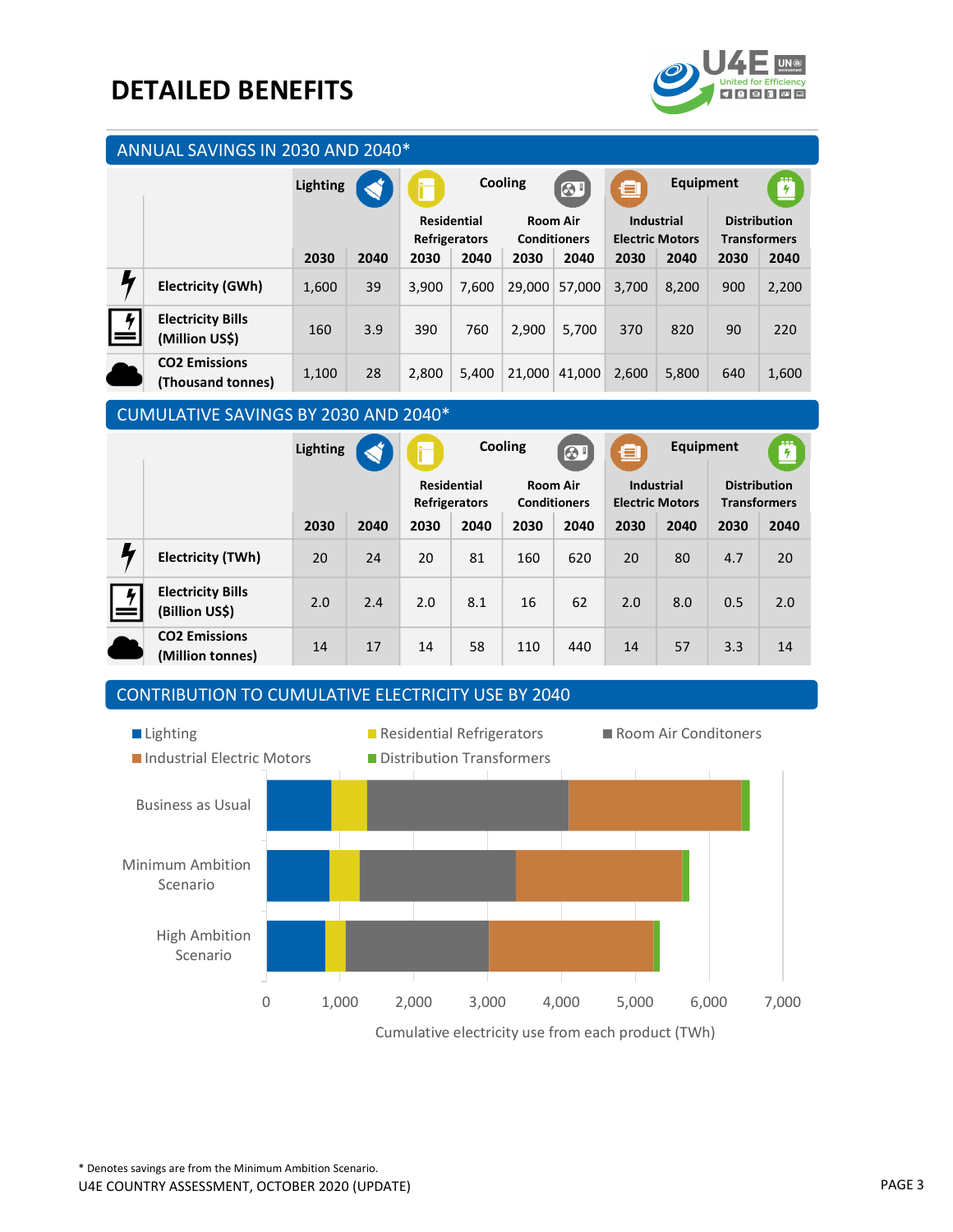# DETAILED BENEFITS

## ANNUAL SAVINGS IN 2030 AND 2040*

| | Lighting | | Cooling | | | | Equipment | | | |
|---|---|---|---|---|---|---|---|---|---|---|
| | | | Residential Refrigerators | | Room Air Conditioners | | Industrial Electric Motors | | Distribution Transformers | |
| | 2030 | 2040 | 2030 | 2040 | 2030 | 2040 | 2030 | 2040 | 2030 | 2040 |
| Electricity (GWh) | 1,600 | 39 | 3,900 | 7,600 | 29,000 | 57,000 | 3,700 | 8,200 | 900 | 2,200 |
| Electricity Bills (Million US$) | 160 | 3.9 | 390 | 760 | 2,900 | 5,700 | 370 | 820 | 90 | 220 |
| $CO_2$ Emissions (Thousand tonnes) | 1,100 | 28 | 2,800 | 5,400 | 21,000 | 41,000 | 2,600 | 5,800 | 640 | 1,600 |

## CUMULATIVE SAVINGS BY 2030 AND 2040*

| | Lighting | | Cooling | | | | Equipment | | | |
|---|---|---|---|---|---|---|---|---|---|---|
| | | | Residential Refrigerators | | Room Air Conditioners | | Industrial Electric Motors | | Distribution Transformers | |
| | 2030 | 2040 | 2030 | 2040 | 2030 | 2040 | 2030 | 2040 | 2030 | 2040 |
| Electricity (TWh) | 20 | 24 | 20 | 81 | 160 | 620 | 20 | 80 | 4.7 | 20 |
| Electricity Bills (Billion US$) | 2.0 | 2.4 | 2.0 | 8.1 | 16 | 62 | 2.0 | 8.0 | 0.5 | 2.0 |
| $CO_2$ Emissions (Million tonnes) | 14 | 17 | 14 | 58 | 110 | 440 | 14 | 57 | 3.3 | 14 |

## CONTRIBUTION TO CUMULATIVE ELECTRICITY USE BY 2040

Legend: Lighting, Residential Refrigerators, Room Air Conditoners, Industrial Electric Motors, Distribution Transformers

Scenarios: Business as Usual; Minimum Ambition Scenario; High Ambition Scenario

Axis: 0, 1,000, 2,000, 3,000, 4,000, 5,000, 6,000, 7,000

Cumulative electricity use from each product (TWh)

\* Denotes savings are from the Minimum Ambition Scenario.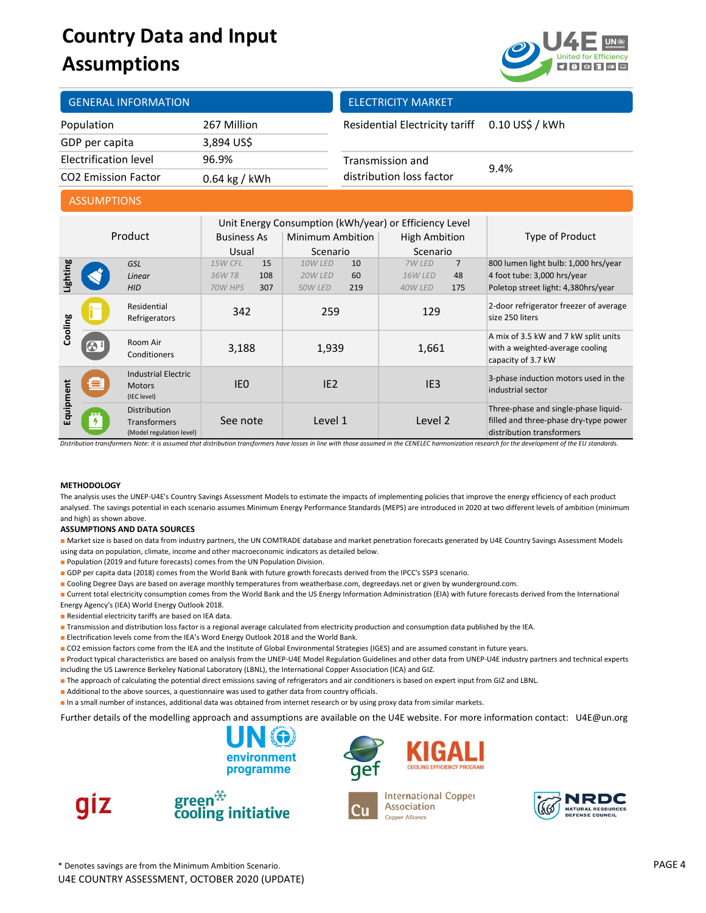# Country Data and Input Assumptions

| GENERAL INFORMATION | |
|---|---|
| Population | 267 Million |
| GDP per capita | 3,894 US$ |
| Electrification level | 96.9% |
| CO2 Emission Factor | 0.64 kg / kWh |

| ELECTRICITY MARKET | |
|---|---|
| Residential Electricity tariff | 0.10 US$ / kWh |
| Transmission and distribution loss factor | 9.4% |

## ASSUMPTIONS

| | Product | Unit Energy Consumption (kWh/year) or Efficiency Level: Business As Usual | | Minimum Ambition Scenario | | High Ambition Scenario | | Type of Product |
|---|---|---|---|---|---|---|---|---|
| Lighting | *GSL* | *15W CFL* | 15 | *10W LED* | 10 | *7W LED* | 7 | 800 lumen light bulb: 1,000 hrs/year |
| Lighting | *Linear* | *36W T8* | 108 | *20W LED* | 60 | *16W LED* | 48 | 4 foot tube: 3,000 hrs/year |
| Lighting | *HID* | *70W HPS* | 307 | *50W LED* | 219 | *40W LED* | 175 | Poletop street light: 4,380hrs/year |
| Cooling | Residential Refrigerators | 342 | | 259 | | 129 | | 2-door refrigerator freezer of average size 250 liters |
| Cooling | Room Air Conditioners | 3,188 | | 1,939 | | 1,661 | | A mix of 3.5 kW and 7 kW split units with a weighted-average cooling capacity of 3.7 kW |
| Equipment | Industrial Electric Motors (IEC level) | IE0 | | IE2 | | IE3 | | 3-phase induction motors used in the industrial sector |
| Equipment | Distribution Transformers (Model regulation level) | See note | | Level 1 | | Level 2 | | Three-phase and single-phase liquid-filled and three-phase dry-type power distribution transformers |

*Distribution transformers Note: it is assumed that distribution transformers have losses in line with those assumed in the CENELEC harmonization research for the development of the EU standards.*

**METHODOLOGY**

The analysis uses the UNEP-U4E's Country Savings Assessment Models to estimate the impacts of implementing policies that improve the energy efficiency of each product analysed. The savings potential in each scenario assumes Minimum Energy Performance Standards (MEPS) are introduced in 2020 at two different levels of ambition (minimum and high) as shown above.

**ASSUMPTIONS AND DATA SOURCES**

- Market size is based on data from industry partners, the UN COMTRADE database and market penetration forecasts generated by U4E Country Savings Assessment Models using data on population, climate, income and other macroeconomic indicators as detailed below.
- Population (2019 and future forecasts) comes from the UN Population Division.
- GDP per capita data (2018) comes from the World Bank with future growth forecasts derived from the IPCC's SSP3 scenario.
- Cooling Degree Days are based on average monthly temperatures from weatherbase.com, degreedays.net or given by wunderground.com.
- Current total electricity consumption comes from the World Bank and the US Energy Information Administration (EIA) with future forecasts derived from the International Energy Agency's (IEA) World Energy Outlook 2018.
- Residential electricity tariffs are based on IEA data.
- Transmission and distribution loss factor is a regional average calculated from electricity production and consumption data published by the IEA.
- Electrification levels come from the IEA's Word Energy Outlook 2018 and the World Bank.
- CO2 emission factors come from the IEA and the Institute of Global Environmental Strategies (IGES) and are assumed constant in future years.
- Product typical characteristics are based on analysis from the UNEP-U4E Model Regulation Guidelines and other data from UNEP-U4E industry partners and technical experts including the US Lawrence Berkeley National Laboratory (LBNL), the International Copper Association (ICA) and GIZ.
- The approach of calculating the potential direct emissions saving of refrigerators and air conditioners is based on expert input from GIZ and LBNL.
- Additional to the above sources, a questionnaire was used to gather data from country officials.
- In a small number of instances, additional data was obtained from internet research or by using proxy data from similar markets.

Further details of the modelling approach and assumptions are available on the U4E website. For more information contact: U4E@un.org

\* Denotes savings are from the Minimum Ambition Scenario.

U4E COUNTRY ASSESSMENT, OCTOBER 2020 (UPDATE)